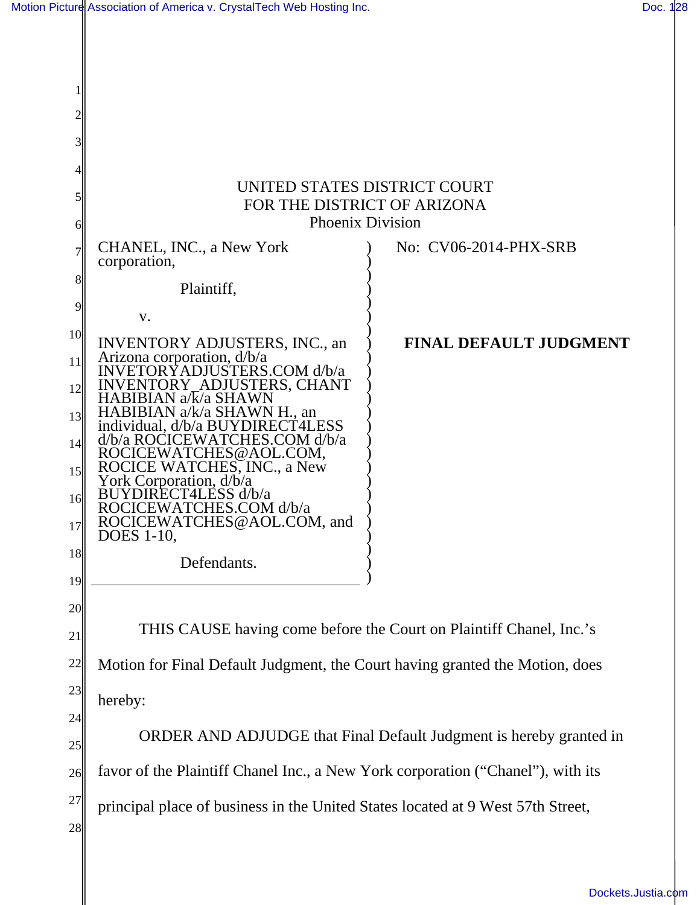UNITED STATES DISTRICT COURT
FOR THE DISTRICT OF ARIZONA
Phoenix Division

CHANEL, INC., a New York corporation,

Plaintiff,

v.

INVENTORY ADJUSTERS, INC., an Arizona corporation, d/b/a INVETORYADJUSTERS.COM d/b/a INVENTORY_ADJUSTERS, CHANT HABIBIAN a/k/a SHAWN HABIBIAN a/k/a SHAWN H., an individual, d/b/a BUYDIRECT4LESS d/b/a ROCICEWATCHES.COM d/b/a ROCICEWATCHES@AOL.COM, ROCICE WATCHES, INC., a New York Corporation, d/b/a BUYDIRECT4LESS d/b/a ROCICEWATCHES.COM d/b/a ROCICEWATCHES@AOL.COM, and DOES 1-10,

Defendants.

No: CV06-2014-PHX-SRB

**FINAL DEFAULT JUDGMENT**

THIS CAUSE having come before the Court on Plaintiff Chanel, Inc.'s Motion for Final Default Judgment, the Court having granted the Motion, does hereby:

ORDER AND ADJUDGE that Final Default Judgment is hereby granted in favor of the Plaintiff Chanel Inc., a New York corporation ("Chanel"), with its principal place of business in the United States located at 9 West 57th Street,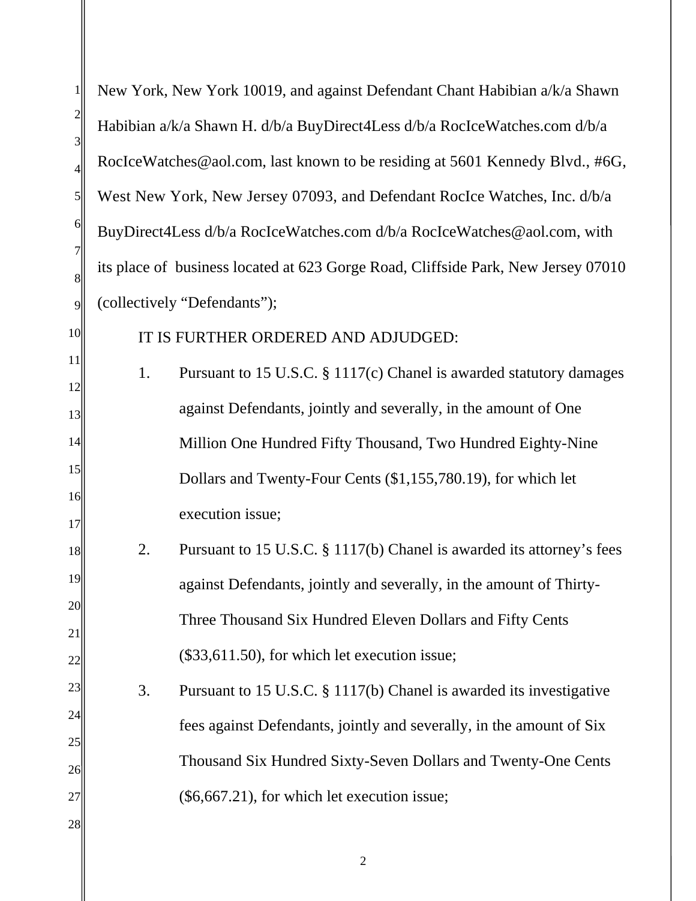New York, New York 10019, and against Defendant Chant Habibian a/k/a Shawn Habibian a/k/a Shawn H. d/b/a BuyDirect4Less d/b/a RocIceWatches.com d/b/a RocIceWatches@aol.com, last known to be residing at 5601 Kennedy Blvd., #6G, West New York, New Jersey 07093, and Defendant RocIce Watches, Inc. d/b/a BuyDirect4Less d/b/a RocIceWatches.com d/b/a RocIceWatches@aol.com, with its place of business located at 623 Gorge Road, Cliffside Park, New Jersey 07010 (collectively "Defendants");

IT IS FURTHER ORDERED AND ADJUDGED:

1. Pursuant to 15 U.S.C. § 1117(c) Chanel is awarded statutory damages against Defendants, jointly and severally, in the amount of One Million One Hundred Fifty Thousand, Two Hundred Eighty-Nine Dollars and Twenty-Four Cents ($1,155,780.19), for which let execution issue;

2. Pursuant to 15 U.S.C. § 1117(b) Chanel is awarded its attorney's fees against Defendants, jointly and severally, in the amount of Thirty-Three Thousand Six Hundred Eleven Dollars and Fifty Cents ($33,611.50), for which let execution issue;

3. Pursuant to 15 U.S.C. § 1117(b) Chanel is awarded its investigative fees against Defendants, jointly and severally, in the amount of Six Thousand Six Hundred Sixty-Seven Dollars and Twenty-One Cents ($6,667.21), for which let execution issue;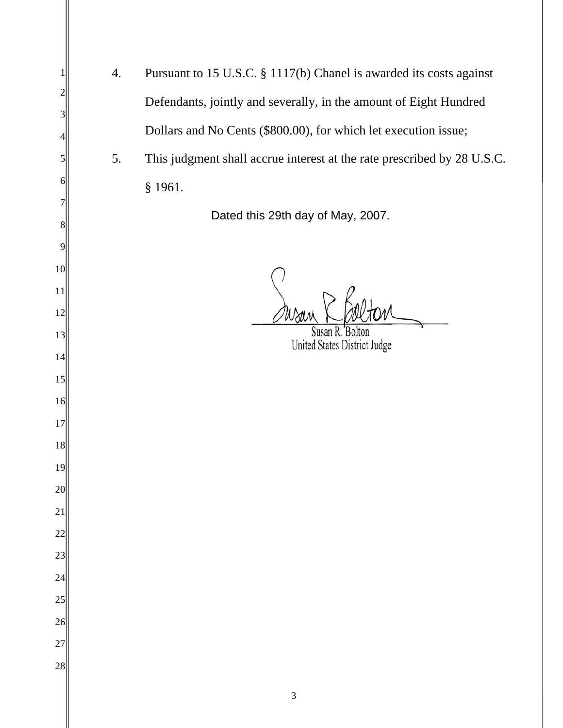4. Pursuant to 15 U.S.C. § 1117(b) Chanel is awarded its costs against Defendants, jointly and severally, in the amount of Eight Hundred Dollars and No Cents ($800.00), for which let execution issue;

5. This judgment shall accrue interest at the rate prescribed by 28 U.S.C. § 1961.

Dated this 29th day of May, 2007.

Susan R. Bolton
United States District Judge